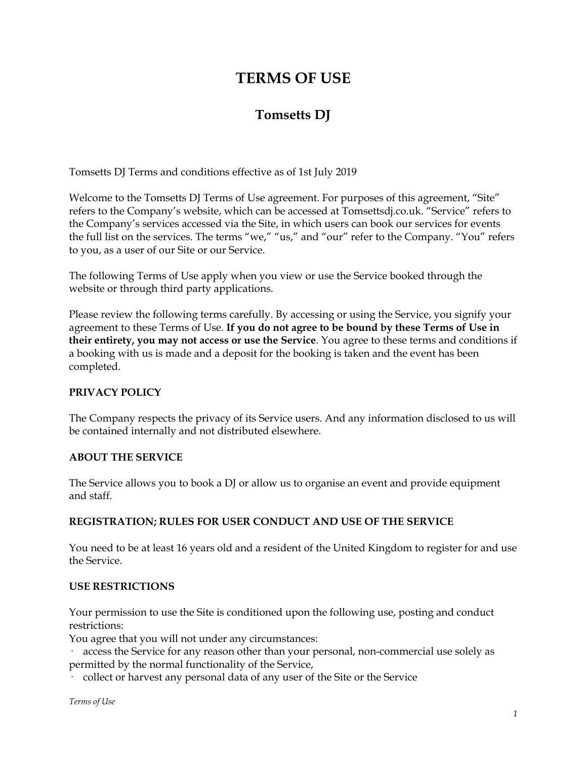# TERMS OF USE

## Tomsetts DJ

Tomsetts DJ Terms and conditions effective as of 1st July 2019

Welcome to the Tomsetts DJ Terms of Use agreement. For purposes of this agreement, "Site" refers to the Company's website, which can be accessed at Tomsettsdj.co.uk. "Service" refers to the Company's services accessed via the Site, in which users can book our services for events the full list on the services. The terms "we," "us," and "our" refer to the Company. "You" refers to you, as a user of our Site or our Service.

The following Terms of Use apply when you view or use the Service booked through the website or through third party applications.

Please review the following terms carefully. By accessing or using the Service, you signify your agreement to these Terms of Use. **If you do not agree to be bound by these Terms of Use in their entirety, you may not access or use the Service**. You agree to these terms and conditions if a booking with us is made and a deposit for the booking is taken and the event has been completed.

**PRIVACY POLICY**

The Company respects the privacy of its Service users. And any information disclosed to us will be contained internally and not distributed elsewhere.

**ABOUT THE SERVICE**

The Service allows you to book a DJ or allow us to organise an event and provide equipment and staff.

**REGISTRATION; RULES FOR USER CONDUCT AND USE OF THE SERVICE**

You need to be at least 16 years old and a resident of the United Kingdom to register for and use the Service.

**USE RESTRICTIONS**

Your permission to use the Site is conditioned upon the following use, posting and conduct restrictions:

You agree that you will not under any circumstances:

- access the Service for any reason other than your personal, non-commercial use solely as permitted by the normal functionality of the Service,
- collect or harvest any personal data of any user of the Site or the Service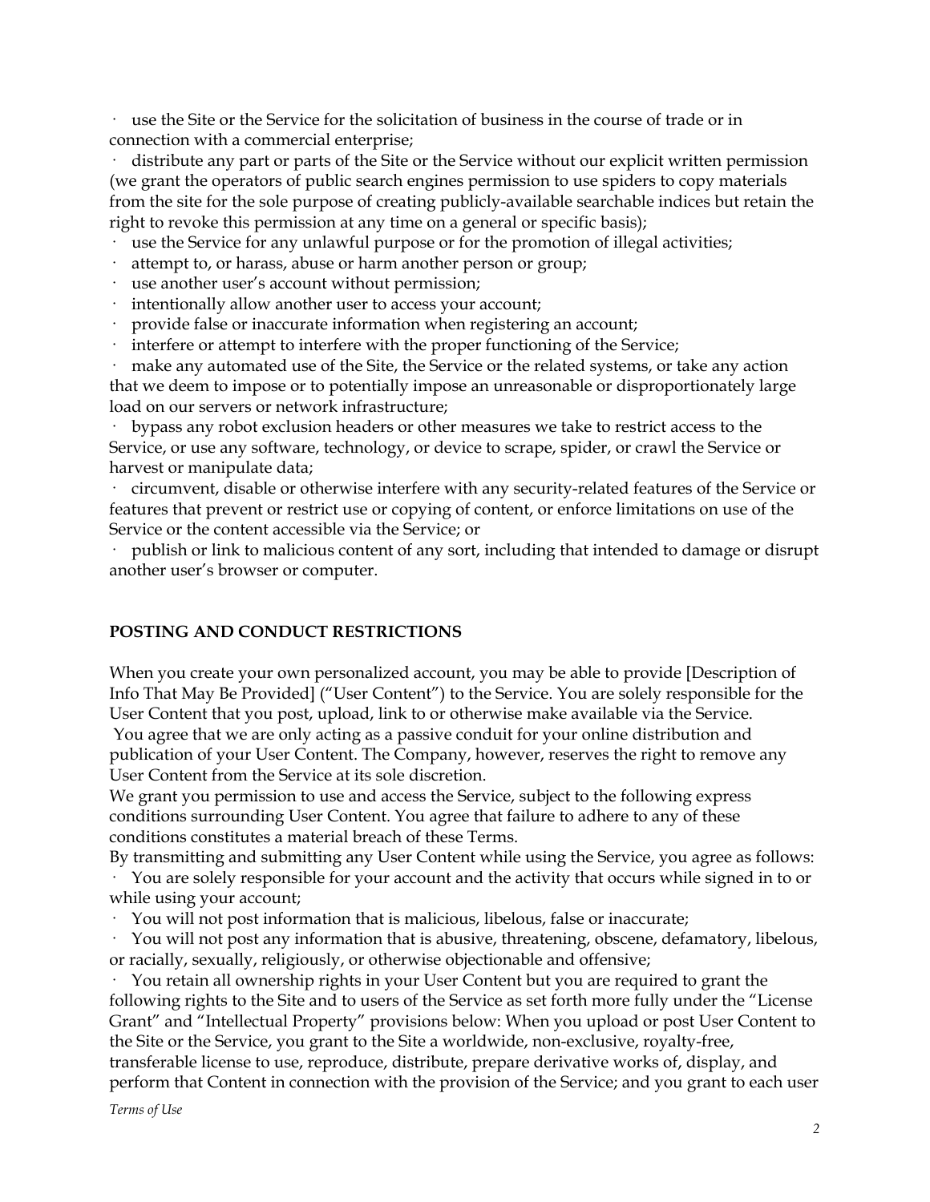- use the Site or the Service for the solicitation of business in the course of trade or in connection with a commercial enterprise;
- distribute any part or parts of the Site or the Service without our explicit written permission (we grant the operators of public search engines permission to use spiders to copy materials from the site for the sole purpose of creating publicly-available searchable indices but retain the right to revoke this permission at any time on a general or specific basis);
- use the Service for any unlawful purpose or for the promotion of illegal activities;
- attempt to, or harass, abuse or harm another person or group;
- use another user's account without permission;
- intentionally allow another user to access your account;
- provide false or inaccurate information when registering an account;
- interfere or attempt to interfere with the proper functioning of the Service;
- make any automated use of the Site, the Service or the related systems, or take any action that we deem to impose or to potentially impose an unreasonable or disproportionately large load on our servers or network infrastructure;
- bypass any robot exclusion headers or other measures we take to restrict access to the Service, or use any software, technology, or device to scrape, spider, or crawl the Service or harvest or manipulate data;
- circumvent, disable or otherwise interfere with any security-related features of the Service or features that prevent or restrict use or copying of content, or enforce limitations on use of the Service or the content accessible via the Service; or
- publish or link to malicious content of any sort, including that intended to damage or disrupt another user's browser or computer.

## POSTING AND CONDUCT RESTRICTIONS

When you create your own personalized account, you may be able to provide [Description of Info That May Be Provided] ("User Content") to the Service. You are solely responsible for the User Content that you post, upload, link to or otherwise make available via the Service. You agree that we are only acting as a passive conduit for your online distribution and publication of your User Content. The Company, however, reserves the right to remove any User Content from the Service at its sole discretion.

We grant you permission to use and access the Service, subject to the following express conditions surrounding User Content. You agree that failure to adhere to any of these conditions constitutes a material breach of these Terms.

By transmitting and submitting any User Content while using the Service, you agree as follows:

- You are solely responsible for your account and the activity that occurs while signed in to or while using your account;
- You will not post information that is malicious, libelous, false or inaccurate;
- You will not post any information that is abusive, threatening, obscene, defamatory, libelous, or racially, sexually, religiously, or otherwise objectionable and offensive;
- You retain all ownership rights in your User Content but you are required to grant the following rights to the Site and to users of the Service as set forth more fully under the "License Grant" and "Intellectual Property" provisions below: When you upload or post User Content to the Site or the Service, you grant to the Site a worldwide, non-exclusive, royalty-free, transferable license to use, reproduce, distribute, prepare derivative works of, display, and perform that Content in connection with the provision of the Service; and you grant to each user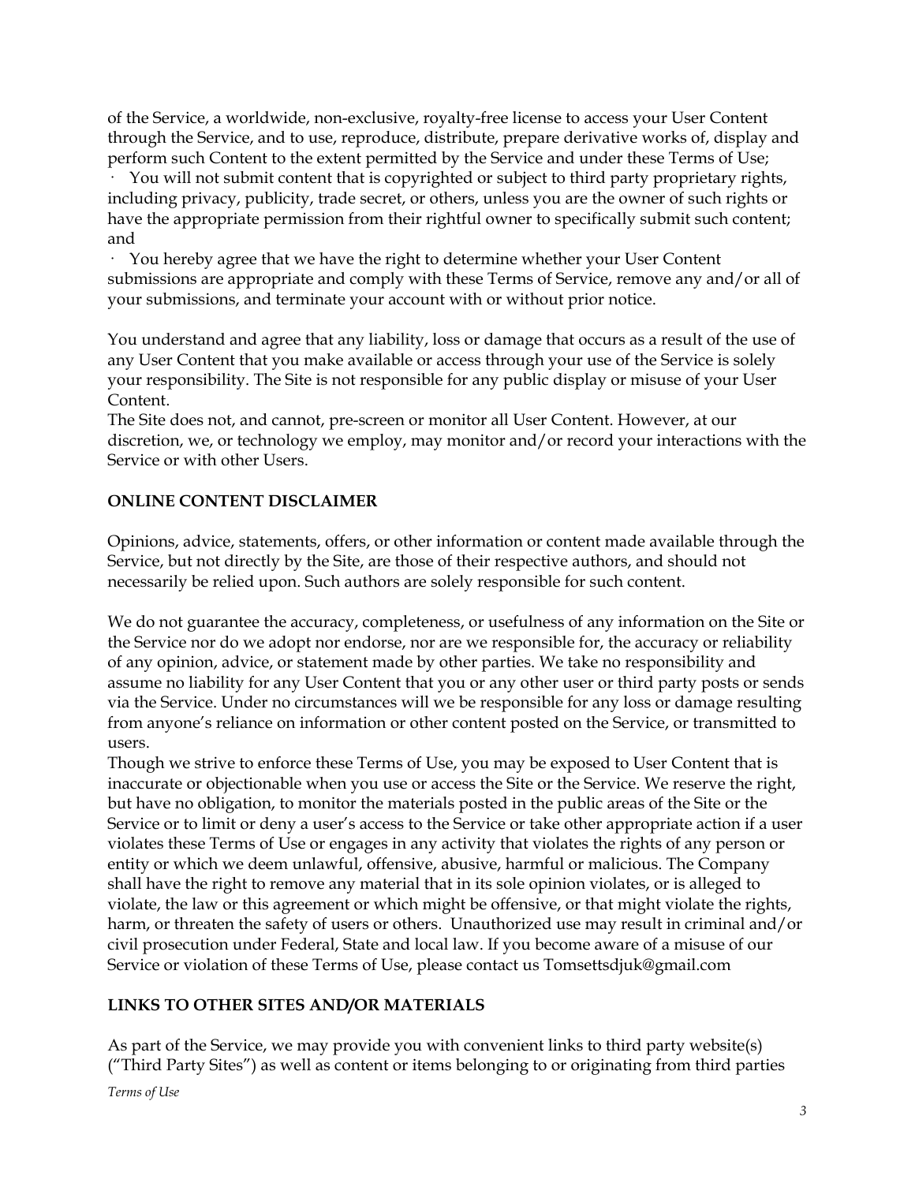of the Service, a worldwide, non-exclusive, royalty-free license to access your User Content through the Service, and to use, reproduce, distribute, prepare derivative works of, display and perform such Content to the extent permitted by the Service and under these Terms of Use;

· You will not submit content that is copyrighted or subject to third party proprietary rights, including privacy, publicity, trade secret, or others, unless you are the owner of such rights or have the appropriate permission from their rightful owner to specifically submit such content; and

· You hereby agree that we have the right to determine whether your User Content submissions are appropriate and comply with these Terms of Service, remove any and/or all of your submissions, and terminate your account with or without prior notice.

You understand and agree that any liability, loss or damage that occurs as a result of the use of any User Content that you make available or access through your use of the Service is solely your responsibility. The Site is not responsible for any public display or misuse of your User Content.

The Site does not, and cannot, pre-screen or monitor all User Content. However, at our discretion, we, or technology we employ, may monitor and/or record your interactions with the Service or with other Users.

**ONLINE CONTENT DISCLAIMER**

Opinions, advice, statements, offers, or other information or content made available through the Service, but not directly by the Site, are those of their respective authors, and should not necessarily be relied upon. Such authors are solely responsible for such content.

We do not guarantee the accuracy, completeness, or usefulness of any information on the Site or the Service nor do we adopt nor endorse, nor are we responsible for, the accuracy or reliability of any opinion, advice, or statement made by other parties. We take no responsibility and assume no liability for any User Content that you or any other user or third party posts or sends via the Service. Under no circumstances will we be responsible for any loss or damage resulting from anyone's reliance on information or other content posted on the Service, or transmitted to users.

Though we strive to enforce these Terms of Use, you may be exposed to User Content that is inaccurate or objectionable when you use or access the Site or the Service. We reserve the right, but have no obligation, to monitor the materials posted in the public areas of the Site or the Service or to limit or deny a user's access to the Service or take other appropriate action if a user violates these Terms of Use or engages in any activity that violates the rights of any person or entity or which we deem unlawful, offensive, abusive, harmful or malicious. The Company shall have the right to remove any material that in its sole opinion violates, or is alleged to violate, the law or this agreement or which might be offensive, or that might violate the rights, harm, or threaten the safety of users or others. Unauthorized use may result in criminal and/or civil prosecution under Federal, State and local law. If you become aware of a misuse of our Service or violation of these Terms of Use, please contact us Tomsettsdjuk@gmail.com

**LINKS TO OTHER SITES AND/OR MATERIALS**

As part of the Service, we may provide you with convenient links to third party website(s) ("Third Party Sites") as well as content or items belonging to or originating from third parties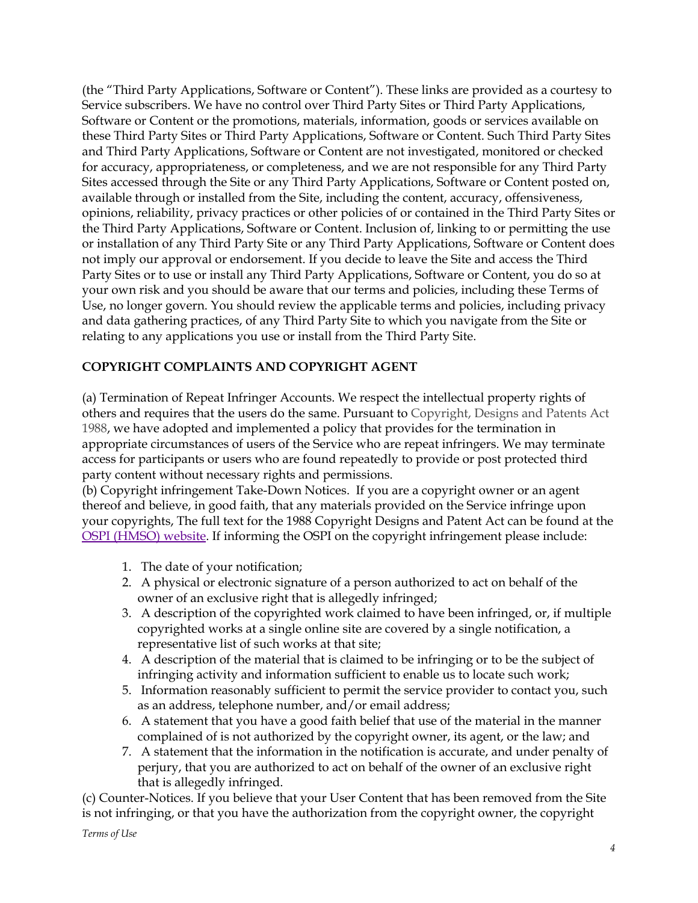(the "Third Party Applications, Software or Content"). These links are provided as a courtesy to Service subscribers. We have no control over Third Party Sites or Third Party Applications, Software or Content or the promotions, materials, information, goods or services available on these Third Party Sites or Third Party Applications, Software or Content. Such Third Party Sites and Third Party Applications, Software or Content are not investigated, monitored or checked for accuracy, appropriateness, or completeness, and we are not responsible for any Third Party Sites accessed through the Site or any Third Party Applications, Software or Content posted on, available through or installed from the Site, including the content, accuracy, offensiveness, opinions, reliability, privacy practices or other policies of or contained in the Third Party Sites or the Third Party Applications, Software or Content. Inclusion of, linking to or permitting the use or installation of any Third Party Site or any Third Party Applications, Software or Content does not imply our approval or endorsement. If you decide to leave the Site and access the Third Party Sites or to use or install any Third Party Applications, Software or Content, you do so at your own risk and you should be aware that our terms and policies, including these Terms of Use, no longer govern. You should review the applicable terms and policies, including privacy and data gathering practices, of any Third Party Site to which you navigate from the Site or relating to any applications you use or install from the Third Party Site.

**COPYRIGHT COMPLAINTS AND COPYRIGHT AGENT**

(a) Termination of Repeat Infringer Accounts. We respect the intellectual property rights of others and requires that the users do the same. Pursuant to Copyright, Designs and Patents Act 1988, we have adopted and implemented a policy that provides for the termination in appropriate circumstances of users of the Service who are repeat infringers. We may terminate access for participants or users who are found repeatedly to provide or post protected third party content without necessary rights and permissions.

(b) Copyright infringement Take-Down Notices. If you are a copyright owner or an agent thereof and believe, in good faith, that any materials provided on the Service infringe upon your copyrights, The full text for the 1988 Copyright Designs and Patent Act can be found at the OSPI (HMSO) website. If informing the OSPI on the copyright infringement please include:

1. The date of your notification;
2. A physical or electronic signature of a person authorized to act on behalf of the owner of an exclusive right that is allegedly infringed;
3. A description of the copyrighted work claimed to have been infringed, or, if multiple copyrighted works at a single online site are covered by a single notification, a representative list of such works at that site;
4. A description of the material that is claimed to be infringing or to be the subject of infringing activity and information sufficient to enable us to locate such work;
5. Information reasonably sufficient to permit the service provider to contact you, such as an address, telephone number, and/or email address;
6. A statement that you have a good faith belief that use of the material in the manner complained of is not authorized by the copyright owner, its agent, or the law; and
7. A statement that the information in the notification is accurate, and under penalty of perjury, that you are authorized to act on behalf of the owner of an exclusive right that is allegedly infringed.

(c) Counter-Notices. If you believe that your User Content that has been removed from the Site is not infringing, or that you have the authorization from the copyright owner, the copyright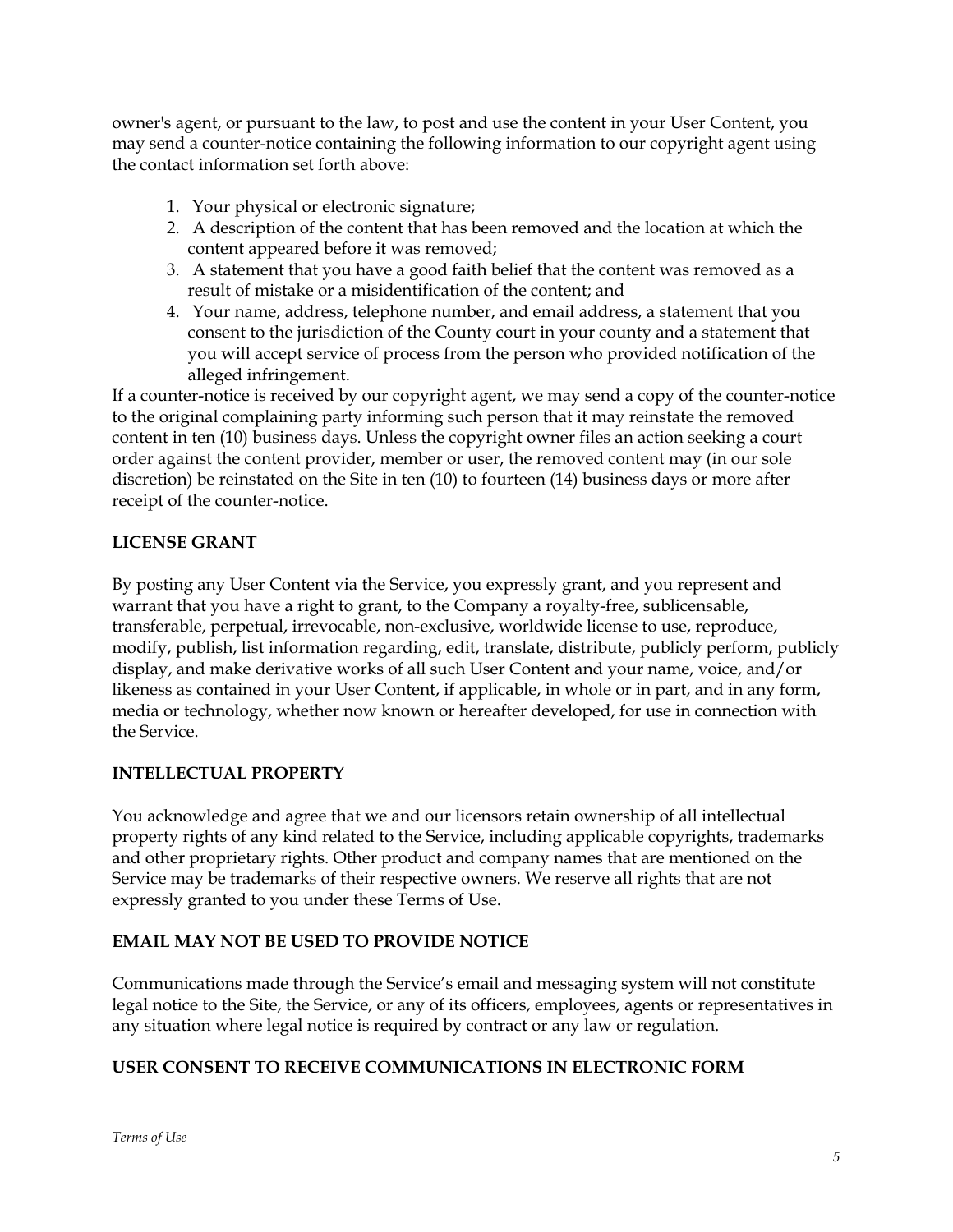owner's agent, or pursuant to the law, to post and use the content in your User Content, you may send a counter-notice containing the following information to our copyright agent using the contact information set forth above:

1. Your physical or electronic signature;
2. A description of the content that has been removed and the location at which the content appeared before it was removed;
3. A statement that you have a good faith belief that the content was removed as a result of mistake or a misidentification of the content; and
4. Your name, address, telephone number, and email address, a statement that you consent to the jurisdiction of the County court in your county and a statement that you will accept service of process from the person who provided notification of the alleged infringement.

If a counter-notice is received by our copyright agent, we may send a copy of the counter-notice to the original complaining party informing such person that it may reinstate the removed content in ten (10) business days. Unless the copyright owner files an action seeking a court order against the content provider, member or user, the removed content may (in our sole discretion) be reinstated on the Site in ten (10) to fourteen (14) business days or more after receipt of the counter-notice.

**LICENSE GRANT**

By posting any User Content via the Service, you expressly grant, and you represent and warrant that you have a right to grant, to the Company a royalty-free, sublicensable, transferable, perpetual, irrevocable, non-exclusive, worldwide license to use, reproduce, modify, publish, list information regarding, edit, translate, distribute, publicly perform, publicly display, and make derivative works of all such User Content and your name, voice, and/or likeness as contained in your User Content, if applicable, in whole or in part, and in any form, media or technology, whether now known or hereafter developed, for use in connection with the Service.

**INTELLECTUAL PROPERTY**

You acknowledge and agree that we and our licensors retain ownership of all intellectual property rights of any kind related to the Service, including applicable copyrights, trademarks and other proprietary rights. Other product and company names that are mentioned on the Service may be trademarks of their respective owners. We reserve all rights that are not expressly granted to you under these Terms of Use.

**EMAIL MAY NOT BE USED TO PROVIDE NOTICE**

Communications made through the Service's email and messaging system will not constitute legal notice to the Site, the Service, or any of its officers, employees, agents or representatives in any situation where legal notice is required by contract or any law or regulation.

**USER CONSENT TO RECEIVE COMMUNICATIONS IN ELECTRONIC FORM**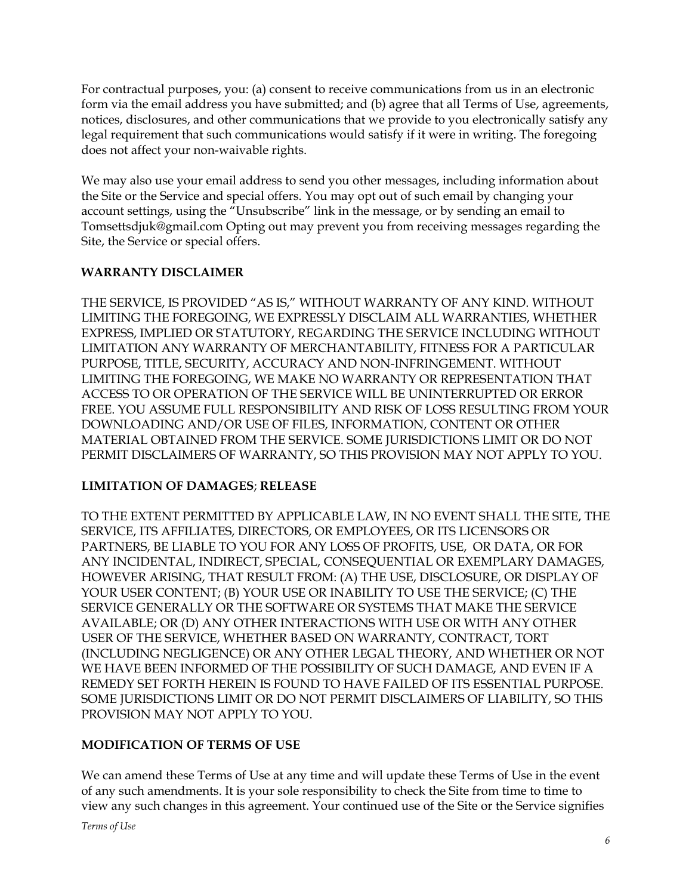For contractual purposes, you: (a) consent to receive communications from us in an electronic form via the email address you have submitted; and (b) agree that all Terms of Use, agreements, notices, disclosures, and other communications that we provide to you electronically satisfy any legal requirement that such communications would satisfy if it were in writing. The foregoing does not affect your non-waivable rights.

We may also use your email address to send you other messages, including information about the Site or the Service and special offers. You may opt out of such email by changing your account settings, using the "Unsubscribe" link in the message, or by sending an email to Tomsettsdjuk@gmail.com Opting out may prevent you from receiving messages regarding the Site, the Service or special offers.

**WARRANTY DISCLAIMER**

THE SERVICE, IS PROVIDED "AS IS," WITHOUT WARRANTY OF ANY KIND. WITHOUT LIMITING THE FOREGOING, WE EXPRESSLY DISCLAIM ALL WARRANTIES, WHETHER EXPRESS, IMPLIED OR STATUTORY, REGARDING THE SERVICE INCLUDING WITHOUT LIMITATION ANY WARRANTY OF MERCHANTABILITY, FITNESS FOR A PARTICULAR PURPOSE, TITLE, SECURITY, ACCURACY AND NON-INFRINGEMENT. WITHOUT LIMITING THE FOREGOING, WE MAKE NO WARRANTY OR REPRESENTATION THAT ACCESS TO OR OPERATION OF THE SERVICE WILL BE UNINTERRUPTED OR ERROR FREE. YOU ASSUME FULL RESPONSIBILITY AND RISK OF LOSS RESULTING FROM YOUR DOWNLOADING AND/OR USE OF FILES, INFORMATION, CONTENT OR OTHER MATERIAL OBTAINED FROM THE SERVICE. SOME JURISDICTIONS LIMIT OR DO NOT PERMIT DISCLAIMERS OF WARRANTY, SO THIS PROVISION MAY NOT APPLY TO YOU.

**LIMITATION OF DAMAGES; RELEASE**

TO THE EXTENT PERMITTED BY APPLICABLE LAW, IN NO EVENT SHALL THE SITE, THE SERVICE, ITS AFFILIATES, DIRECTORS, OR EMPLOYEES, OR ITS LICENSORS OR PARTNERS, BE LIABLE TO YOU FOR ANY LOSS OF PROFITS, USE, OR DATA, OR FOR ANY INCIDENTAL, INDIRECT, SPECIAL, CONSEQUENTIAL OR EXEMPLARY DAMAGES, HOWEVER ARISING, THAT RESULT FROM: (A) THE USE, DISCLOSURE, OR DISPLAY OF YOUR USER CONTENT; (B) YOUR USE OR INABILITY TO USE THE SERVICE; (C) THE SERVICE GENERALLY OR THE SOFTWARE OR SYSTEMS THAT MAKE THE SERVICE AVAILABLE; OR (D) ANY OTHER INTERACTIONS WITH USE OR WITH ANY OTHER USER OF THE SERVICE, WHETHER BASED ON WARRANTY, CONTRACT, TORT (INCLUDING NEGLIGENCE) OR ANY OTHER LEGAL THEORY, AND WHETHER OR NOT WE HAVE BEEN INFORMED OF THE POSSIBILITY OF SUCH DAMAGE, AND EVEN IF A REMEDY SET FORTH HEREIN IS FOUND TO HAVE FAILED OF ITS ESSENTIAL PURPOSE. SOME JURISDICTIONS LIMIT OR DO NOT PERMIT DISCLAIMERS OF LIABILITY, SO THIS PROVISION MAY NOT APPLY TO YOU.

**MODIFICATION OF TERMS OF USE**

We can amend these Terms of Use at any time and will update these Terms of Use in the event of any such amendments. It is your sole responsibility to check the Site from time to time to view any such changes in this agreement. Your continued use of the Site or the Service signifies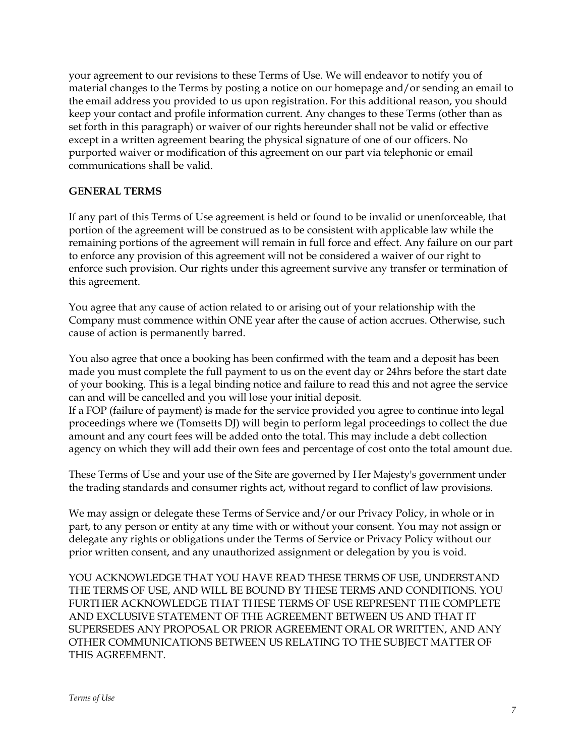your agreement to our revisions to these Terms of Use. We will endeavor to notify you of material changes to the Terms by posting a notice on our homepage and/or sending an email to the email address you provided to us upon registration. For this additional reason, you should keep your contact and profile information current. Any changes to these Terms (other than as set forth in this paragraph) or waiver of our rights hereunder shall not be valid or effective except in a written agreement bearing the physical signature of one of our officers. No purported waiver or modification of this agreement on our part via telephonic or email communications shall be valid.

**GENERAL TERMS**

If any part of this Terms of Use agreement is held or found to be invalid or unenforceable, that portion of the agreement will be construed as to be consistent with applicable law while the remaining portions of the agreement will remain in full force and effect. Any failure on our part to enforce any provision of this agreement will not be considered a waiver of our right to enforce such provision. Our rights under this agreement survive any transfer or termination of this agreement.

You agree that any cause of action related to or arising out of your relationship with the Company must commence within ONE year after the cause of action accrues. Otherwise, such cause of action is permanently barred.

You also agree that once a booking has been confirmed with the team and a deposit has been made you must complete the full payment to us on the event day or 24hrs before the start date of your booking. This is a legal binding notice and failure to read this and not agree the service can and will be cancelled and you will lose your initial deposit.
If a FOP (failure of payment) is made for the service provided you agree to continue into legal proceedings where we (Tomsetts DJ) will begin to perform legal proceedings to collect the due amount and any court fees will be added onto the total. This may include a debt collection agency on which they will add their own fees and percentage of cost onto the total amount due.

These Terms of Use and your use of the Site are governed by Her Majesty's government under the trading standards and consumer rights act, without regard to conflict of law provisions.

We may assign or delegate these Terms of Service and/or our Privacy Policy, in whole or in part, to any person or entity at any time with or without your consent. You may not assign or delegate any rights or obligations under the Terms of Service or Privacy Policy without our prior written consent, and any unauthorized assignment or delegation by you is void.

YOU ACKNOWLEDGE THAT YOU HAVE READ THESE TERMS OF USE, UNDERSTAND THE TERMS OF USE, AND WILL BE BOUND BY THESE TERMS AND CONDITIONS. YOU FURTHER ACKNOWLEDGE THAT THESE TERMS OF USE REPRESENT THE COMPLETE AND EXCLUSIVE STATEMENT OF THE AGREEMENT BETWEEN US AND THAT IT SUPERSEDES ANY PROPOSAL OR PRIOR AGREEMENT ORAL OR WRITTEN, AND ANY OTHER COMMUNICATIONS BETWEEN US RELATING TO THE SUBJECT MATTER OF THIS AGREEMENT.